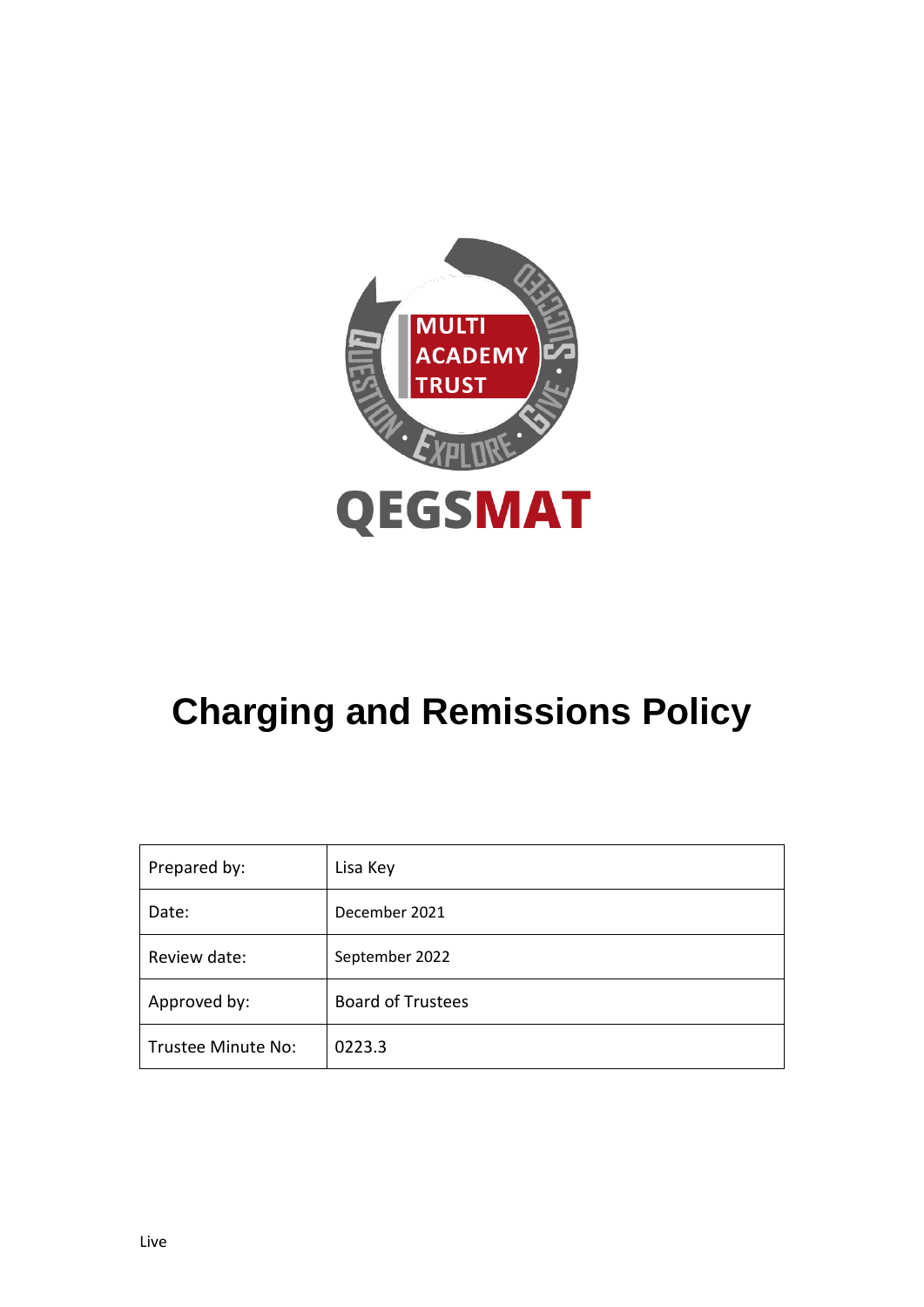MULTI ACADEMY TRUST

QUESTION · EXPLORE · GIVE · SUCCEED

QEGSMAT

# Charging and Remissions Policy

| Prepared by: | Lisa Key |
|---|---|
| Date: | December 2021 |
| Review date: | September 2022 |
| Approved by: | Board of Trustees |
| Trustee Minute No: | 0223.3 |

Live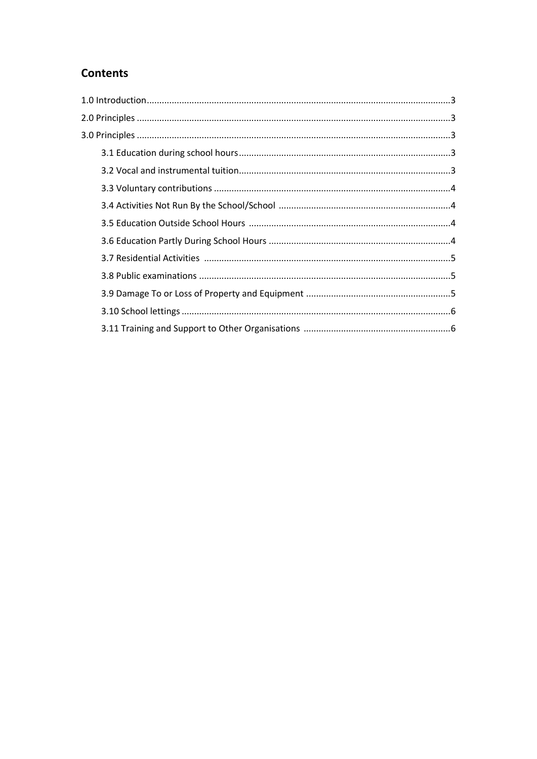## Contents

1.0 Introduction........................................................................................................................3

2.0 Principles ............................................................................................................................3

3.0 Principles ............................................................................................................................3

- 3.1 Education during school hours....................................................................................3
- 3.2 Vocal and instrumental tuition....................................................................................3
- 3.3 Voluntary contributions ..............................................................................................4
- 3.4 Activities Not Run By the School/School ....................................................................4
- 3.5 Education Outside School Hours .................................................................................4
- 3.6 Education Partly During School Hours .........................................................................4
- 3.7 Residential Activities ...................................................................................................5
- 3.8 Public examinations ....................................................................................................5
- 3.9 Damage To or Loss of Property and Equipment ..........................................................5
- 3.10 School lettings ...........................................................................................................6
- 3.11 Training and Support to Other Organisations ...........................................................6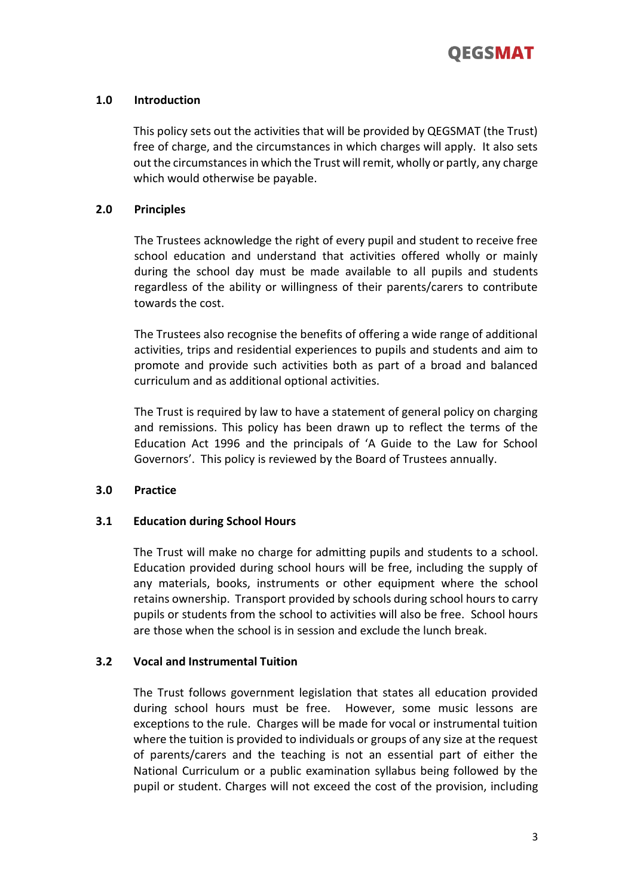## 1.0 Introduction

This policy sets out the activities that will be provided by QEGSMAT (the Trust) free of charge, and the circumstances in which charges will apply. It also sets out the circumstances in which the Trust will remit, wholly or partly, any charge which would otherwise be payable.

## 2.0 Principles

The Trustees acknowledge the right of every pupil and student to receive free school education and understand that activities offered wholly or mainly during the school day must be made available to all pupils and students regardless of the ability or willingness of their parents/carers to contribute towards the cost.

The Trustees also recognise the benefits of offering a wide range of additional activities, trips and residential experiences to pupils and students and aim to promote and provide such activities both as part of a broad and balanced curriculum and as additional optional activities.

The Trust is required by law to have a statement of general policy on charging and remissions. This policy has been drawn up to reflect the terms of the Education Act 1996 and the principals of 'A Guide to the Law for School Governors'. This policy is reviewed by the Board of Trustees annually.

## 3.0 Practice

### 3.1 Education during School Hours

The Trust will make no charge for admitting pupils and students to a school. Education provided during school hours will be free, including the supply of any materials, books, instruments or other equipment where the school retains ownership. Transport provided by schools during school hours to carry pupils or students from the school to activities will also be free. School hours are those when the school is in session and exclude the lunch break.

### 3.2 Vocal and Instrumental Tuition

The Trust follows government legislation that states all education provided during school hours must be free. However, some music lessons are exceptions to the rule. Charges will be made for vocal or instrumental tuition where the tuition is provided to individuals or groups of any size at the request of parents/carers and the teaching is not an essential part of either the National Curriculum or a public examination syllabus being followed by the pupil or student. Charges will not exceed the cost of the provision, including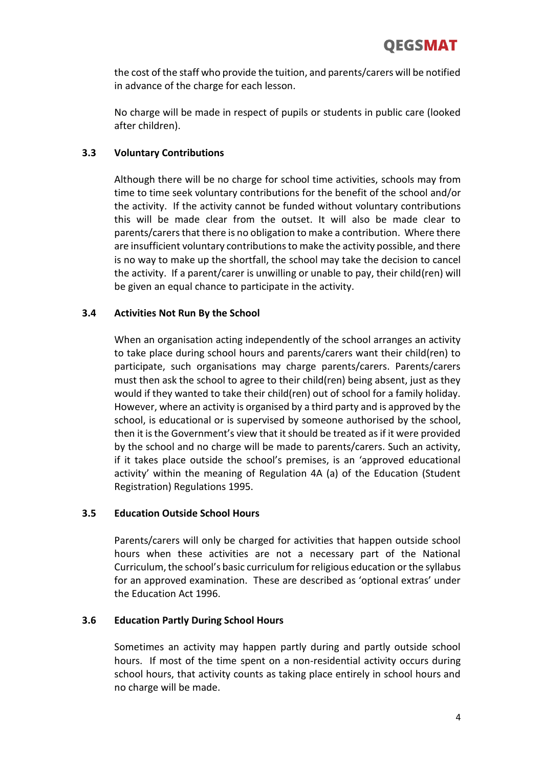the cost of the staff who provide the tuition, and parents/carers will be notified in advance of the charge for each lesson.

No charge will be made in respect of pupils or students in public care (looked after children).

### 3.3 Voluntary Contributions

Although there will be no charge for school time activities, schools may from time to time seek voluntary contributions for the benefit of the school and/or the activity. If the activity cannot be funded without voluntary contributions this will be made clear from the outset. It will also be made clear to parents/carers that there is no obligation to make a contribution. Where there are insufficient voluntary contributions to make the activity possible, and there is no way to make up the shortfall, the school may take the decision to cancel the activity. If a parent/carer is unwilling or unable to pay, their child(ren) will be given an equal chance to participate in the activity.

### 3.4 Activities Not Run By the School

When an organisation acting independently of the school arranges an activity to take place during school hours and parents/carers want their child(ren) to participate, such organisations may charge parents/carers. Parents/carers must then ask the school to agree to their child(ren) being absent, just as they would if they wanted to take their child(ren) out of school for a family holiday. However, where an activity is organised by a third party and is approved by the school, is educational or is supervised by someone authorised by the school, then it is the Government's view that it should be treated as if it were provided by the school and no charge will be made to parents/carers. Such an activity, if it takes place outside the school's premises, is an 'approved educational activity' within the meaning of Regulation 4A (a) of the Education (Student Registration) Regulations 1995.

### 3.5 Education Outside School Hours

Parents/carers will only be charged for activities that happen outside school hours when these activities are not a necessary part of the National Curriculum, the school's basic curriculum for religious education or the syllabus for an approved examination. These are described as 'optional extras' under the Education Act 1996.

### 3.6 Education Partly During School Hours

Sometimes an activity may happen partly during and partly outside school hours. If most of the time spent on a non-residential activity occurs during school hours, that activity counts as taking place entirely in school hours and no charge will be made.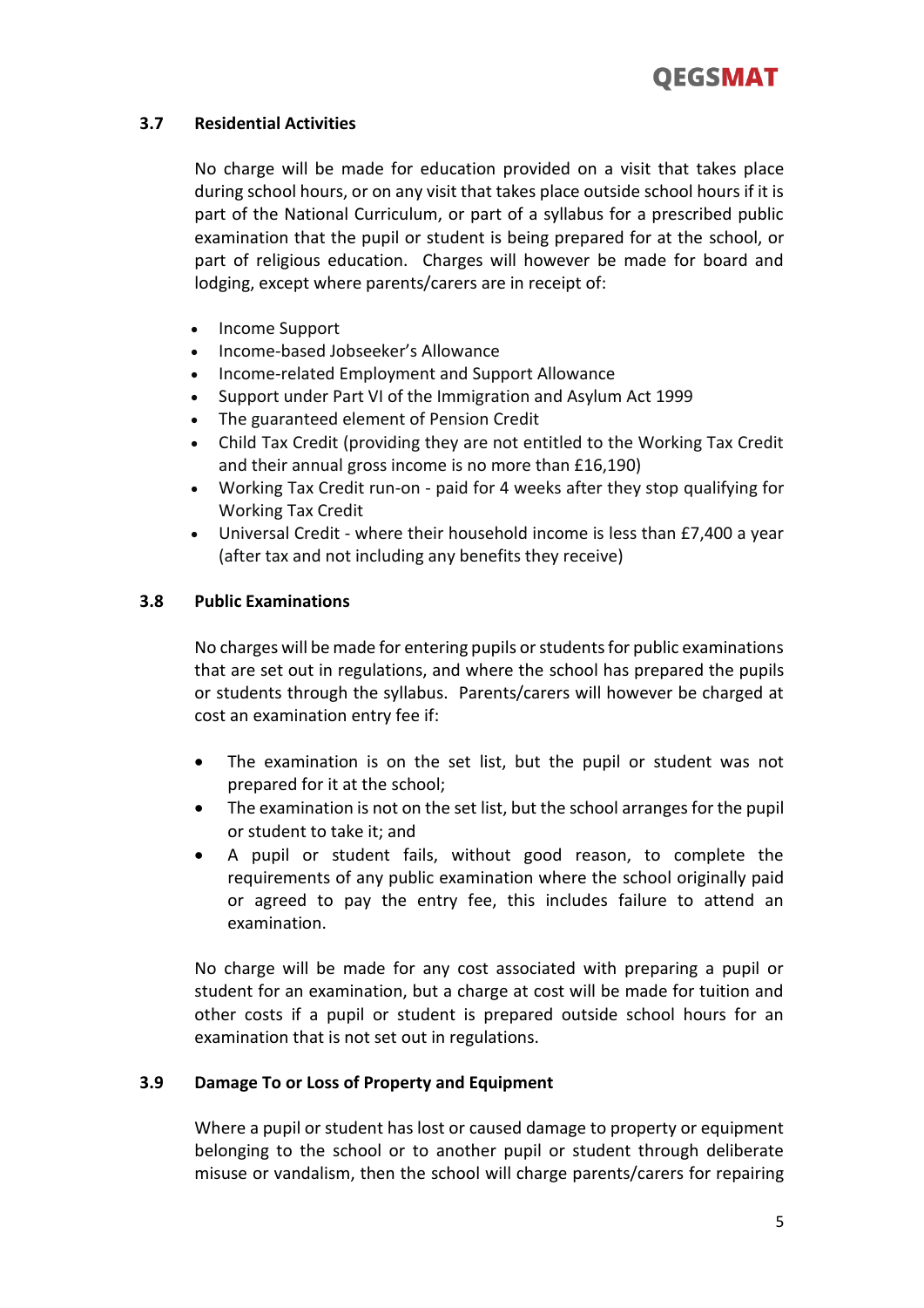### 3.7 Residential Activities

No charge will be made for education provided on a visit that takes place during school hours, or on any visit that takes place outside school hours if it is part of the National Curriculum, or part of a syllabus for a prescribed public examination that the pupil or student is being prepared for at the school, or part of religious education. Charges will however be made for board and lodging, except where parents/carers are in receipt of:

- Income Support
- Income-based Jobseeker's Allowance
- Income-related Employment and Support Allowance
- Support under Part VI of the Immigration and Asylum Act 1999
- The guaranteed element of Pension Credit
- Child Tax Credit (providing they are not entitled to the Working Tax Credit and their annual gross income is no more than £16,190)
- Working Tax Credit run-on - paid for 4 weeks after they stop qualifying for Working Tax Credit
- Universal Credit - where their household income is less than £7,400 a year (after tax and not including any benefits they receive)

### 3.8 Public Examinations

No charges will be made for entering pupils or students for public examinations that are set out in regulations, and where the school has prepared the pupils or students through the syllabus. Parents/carers will however be charged at cost an examination entry fee if:

- The examination is on the set list, but the pupil or student was not prepared for it at the school;
- The examination is not on the set list, but the school arranges for the pupil or student to take it; and
- A pupil or student fails, without good reason, to complete the requirements of any public examination where the school originally paid or agreed to pay the entry fee, this includes failure to attend an examination.

No charge will be made for any cost associated with preparing a pupil or student for an examination, but a charge at cost will be made for tuition and other costs if a pupil or student is prepared outside school hours for an examination that is not set out in regulations.

### 3.9 Damage To or Loss of Property and Equipment

Where a pupil or student has lost or caused damage to property or equipment belonging to the school or to another pupil or student through deliberate misuse or vandalism, then the school will charge parents/carers for repairing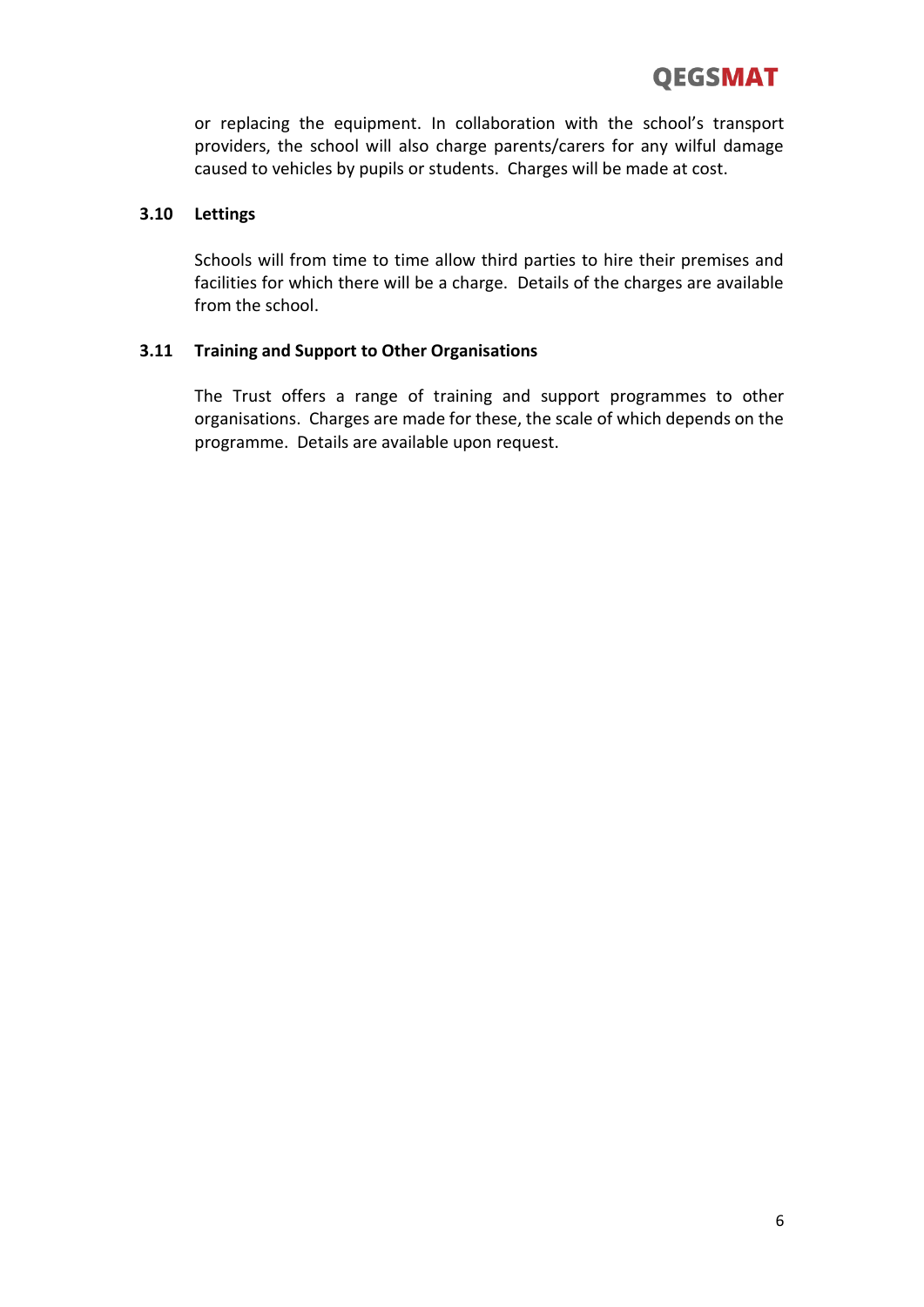or replacing the equipment. In collaboration with the school's transport providers, the school will also charge parents/carers for any wilful damage caused to vehicles by pupils or students. Charges will be made at cost.

### 3.10 Lettings

Schools will from time to time allow third parties to hire their premises and facilities for which there will be a charge. Details of the charges are available from the school.

### 3.11 Training and Support to Other Organisations

The Trust offers a range of training and support programmes to other organisations. Charges are made for these, the scale of which depends on the programme. Details are available upon request.